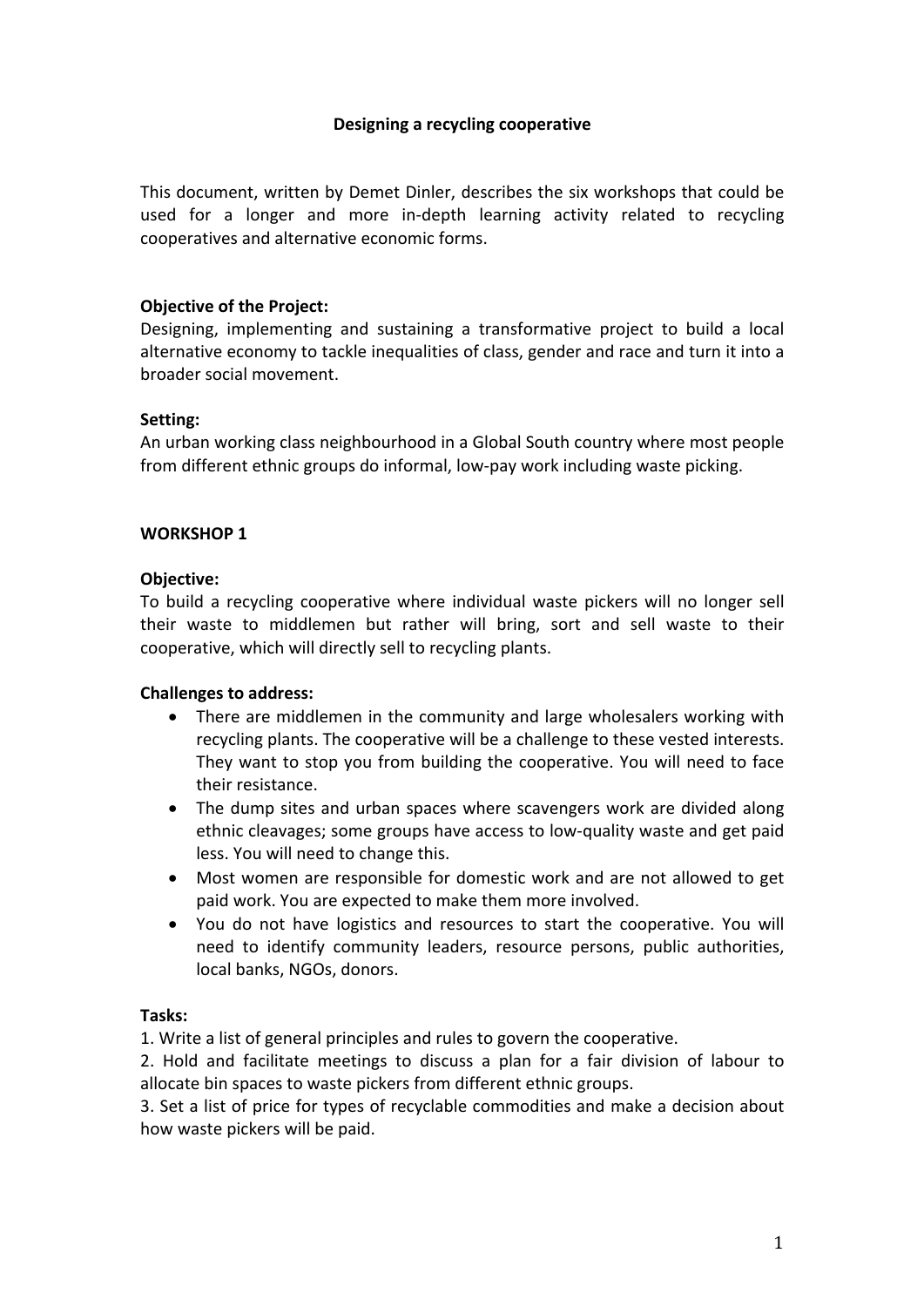# Designing a recycling cooperative

This document, written by Demet Dinler, describes the six workshops that could be used for a longer and more in-depth learning activity related to recycling cooperatives and alternative economic forms.

**Objective of the Project:**
Designing, implementing and sustaining a transformative project to build a local alternative economy to tackle inequalities of class, gender and race and turn it into a broader social movement.

**Setting:**
An urban working class neighbourhood in a Global South country where most people from different ethnic groups do informal, low-pay work including waste picking.

## WORKSHOP 1

**Objective:**
To build a recycling cooperative where individual waste pickers will no longer sell their waste to middlemen but rather will bring, sort and sell waste to their cooperative, which will directly sell to recycling plants.

**Challenges to address:**

- There are middlemen in the community and large wholesalers working with recycling plants. The cooperative will be a challenge to these vested interests. They want to stop you from building the cooperative. You will need to face their resistance.
- The dump sites and urban spaces where scavengers work are divided along ethnic cleavages; some groups have access to low-quality waste and get paid less. You will need to change this.
- Most women are responsible for domestic work and are not allowed to get paid work. You are expected to make them more involved.
- You do not have logistics and resources to start the cooperative. You will need to identify community leaders, resource persons, public authorities, local banks, NGOs, donors.

**Tasks:**
1. Write a list of general principles and rules to govern the cooperative.
2. Hold and facilitate meetings to discuss a plan for a fair division of labour to allocate bin spaces to waste pickers from different ethnic groups.
3. Set a list of price for types of recyclable commodities and make a decision about how waste pickers will be paid.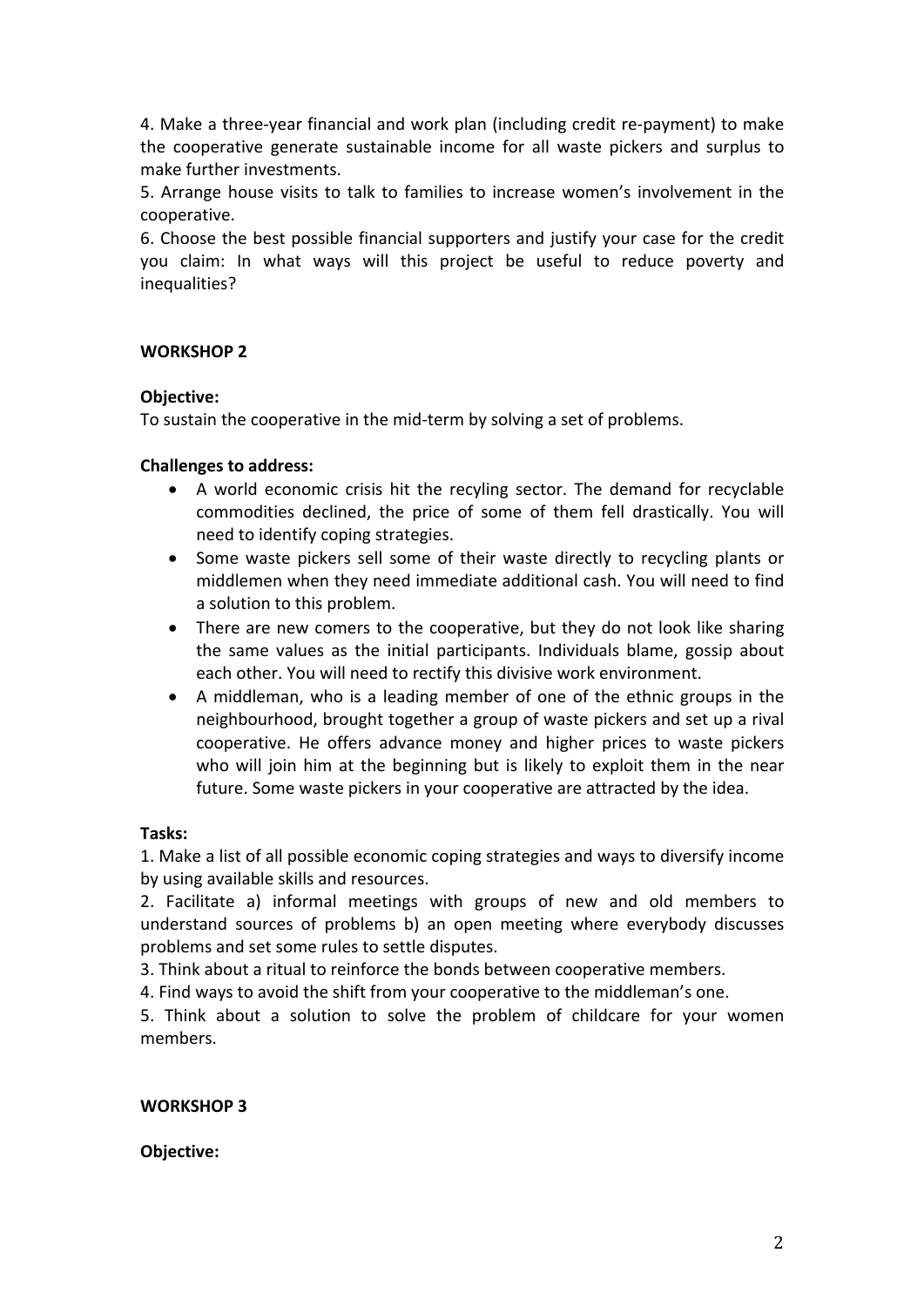4. Make a three-year financial and work plan (including credit re-payment) to make the cooperative generate sustainable income for all waste pickers and surplus to make further investments.

5. Arrange house visits to talk to families to increase women's involvement in the cooperative.

6. Choose the best possible financial supporters and justify your case for the credit you claim: In what ways will this project be useful to reduce poverty and inequalities?

**WORKSHOP 2**

**Objective:**

To sustain the cooperative in the mid-term by solving a set of problems.

**Challenges to address:**

- A world economic crisis hit the recyling sector. The demand for recyclable commodities declined, the price of some of them fell drastically. You will need to identify coping strategies.
- Some waste pickers sell some of their waste directly to recycling plants or middlemen when they need immediate additional cash. You will need to find a solution to this problem.
- There are new comers to the cooperative, but they do not look like sharing the same values as the initial participants. Individuals blame, gossip about each other. You will need to rectify this divisive work environment.
- A middleman, who is a leading member of one of the ethnic groups in the neighbourhood, brought together a group of waste pickers and set up a rival cooperative. He offers advance money and higher prices to waste pickers who will join him at the beginning but is likely to exploit them in the near future. Some waste pickers in your cooperative are attracted by the idea.

**Tasks:**

1. Make a list of all possible economic coping strategies and ways to diversify income by using available skills and resources.

2. Facilitate a) informal meetings with groups of new and old members to understand sources of problems b) an open meeting where everybody discusses problems and set some rules to settle disputes.

3. Think about a ritual to reinforce the bonds between cooperative members.

4. Find ways to avoid the shift from your cooperative to the middleman's one.

5. Think about a solution to solve the problem of childcare for your women members.

**WORKSHOP 3**

**Objective:**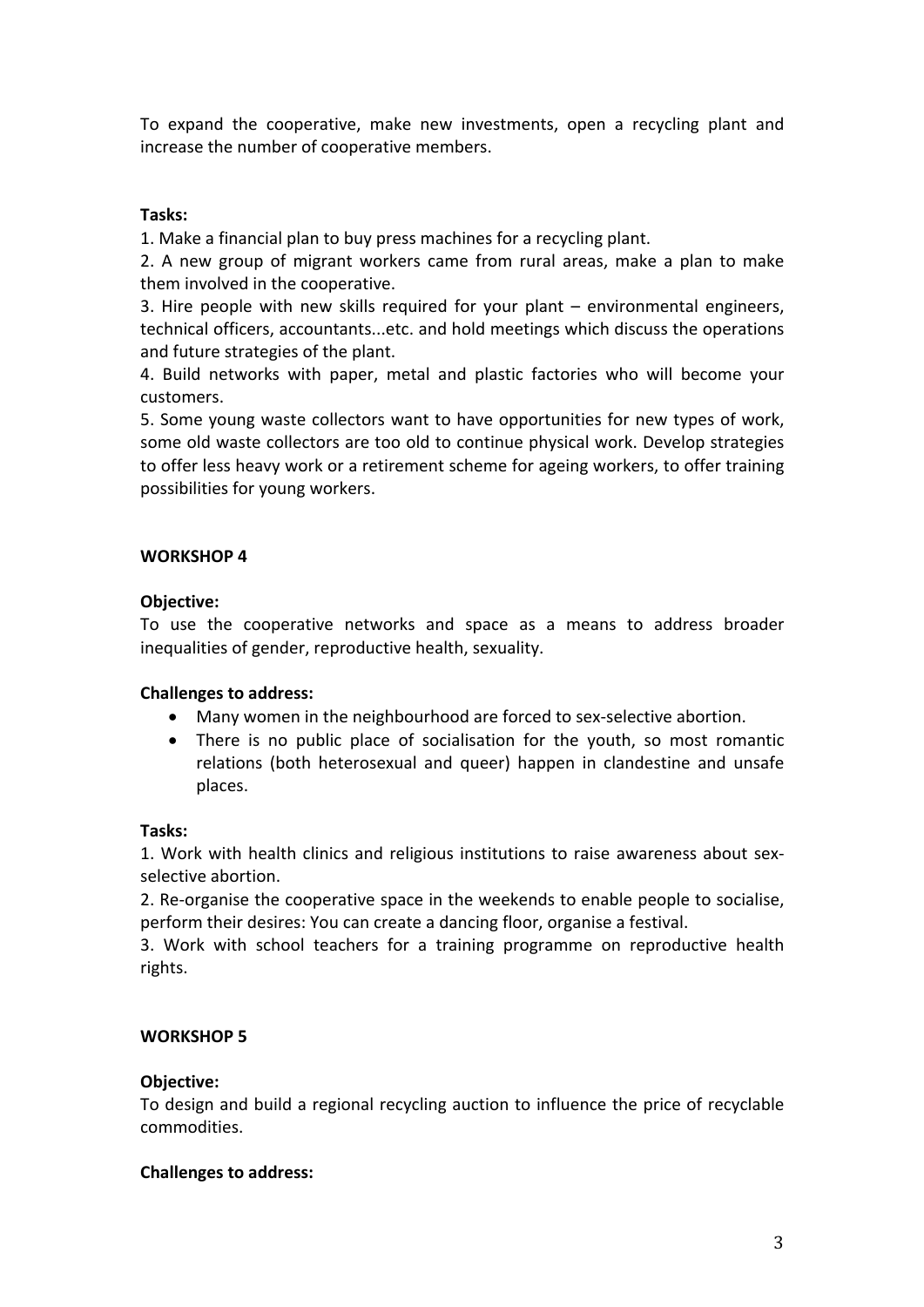To expand the cooperative, make new investments, open a recycling plant and increase the number of cooperative members.

**Tasks:**

1. Make a financial plan to buy press machines for a recycling plant.
2. A new group of migrant workers came from rural areas, make a plan to make them involved in the cooperative.
3. Hire people with new skills required for your plant – environmental engineers, technical officers, accountants...etc. and hold meetings which discuss the operations and future strategies of the plant.
4. Build networks with paper, metal and plastic factories who will become your customers.
5. Some young waste collectors want to have opportunities for new types of work, some old waste collectors are too old to continue physical work. Develop strategies to offer less heavy work or a retirement scheme for ageing workers, to offer training possibilities for young workers.

**WORKSHOP 4**

**Objective:**
To use the cooperative networks and space as a means to address broader inequalities of gender, reproductive health, sexuality.

**Challenges to address:**

- Many women in the neighbourhood are forced to sex-selective abortion.
- There is no public place of socialisation for the youth, so most romantic relations (both heterosexual and queer) happen in clandestine and unsafe places.

**Tasks:**

1. Work with health clinics and religious institutions to raise awareness about sex-selective abortion.
2. Re-organise the cooperative space in the weekends to enable people to socialise, perform their desires: You can create a dancing floor, organise a festival.
3. Work with school teachers for a training programme on reproductive health rights.

**WORKSHOP 5**

**Objective:**
To design and build a regional recycling auction to influence the price of recyclable commodities.

**Challenges to address:**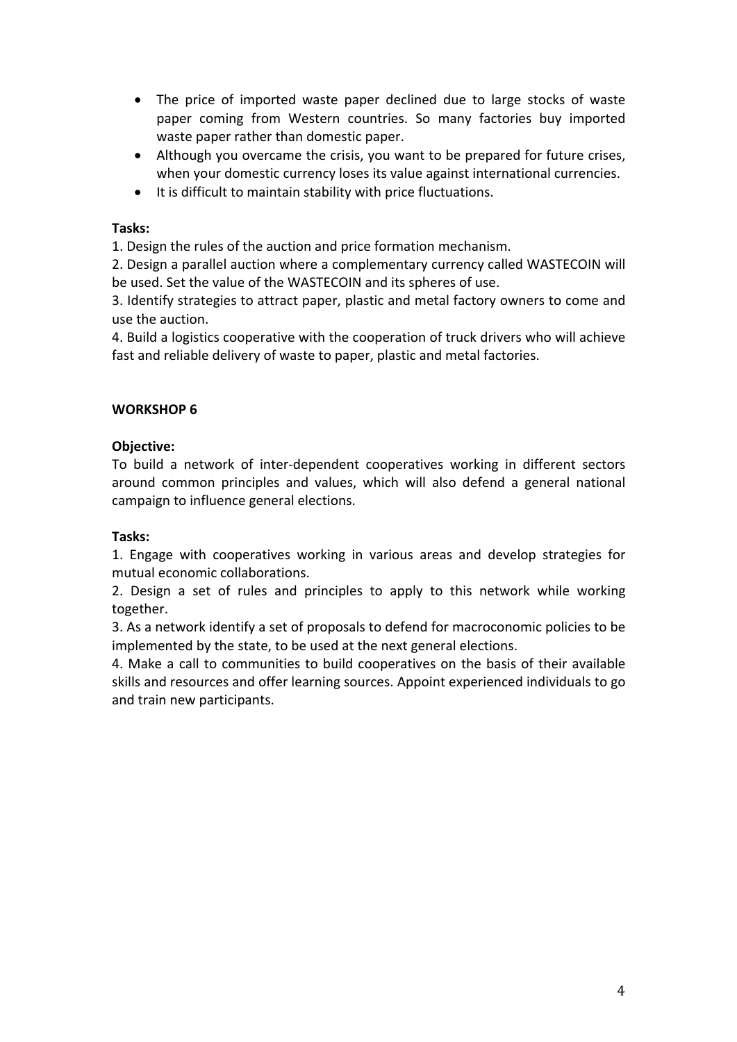- The price of imported waste paper declined due to large stocks of waste paper coming from Western countries. So many factories buy imported waste paper rather than domestic paper.
- Although you overcame the crisis, you want to be prepared for future crises, when your domestic currency loses its value against international currencies.
- It is difficult to maintain stability with price fluctuations.

**Tasks:**

1. Design the rules of the auction and price formation mechanism.
2. Design a parallel auction where a complementary currency called WASTECOIN will be used. Set the value of the WASTECOIN and its spheres of use.
3. Identify strategies to attract paper, plastic and metal factory owners to come and use the auction.
4. Build a logistics cooperative with the cooperation of truck drivers who will achieve fast and reliable delivery of waste to paper, plastic and metal factories.

**WORKSHOP 6**

**Objective:**

To build a network of inter-dependent cooperatives working in different sectors around common principles and values, which will also defend a general national campaign to influence general elections.

**Tasks:**

1. Engage with cooperatives working in various areas and develop strategies for mutual economic collaborations.
2. Design a set of rules and principles to apply to this network while working together.
3. As a network identify a set of proposals to defend for macroconomic policies to be implemented by the state, to be used at the next general elections.
4. Make a call to communities to build cooperatives on the basis of their available skills and resources and offer learning sources. Appoint experienced individuals to go and train new participants.